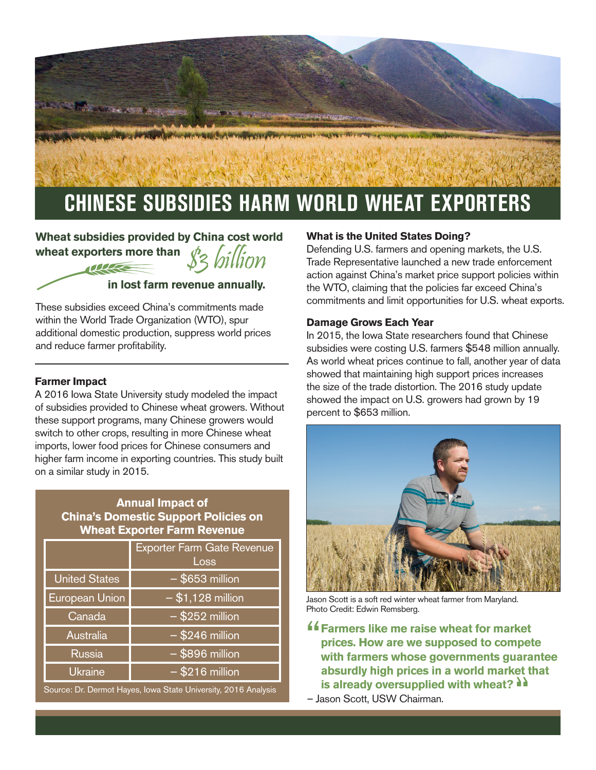# CHINESE SUBSIDIES HARM WORLD WHEAT EXPORTERS

**Wheat subsidies provided by China cost world wheat exporters more than** *$3 billion* **in lost farm revenue annually.**

These subsidies exceed China's commitments made within the World Trade Organization (WTO), spur additional domestic production, suppress world prices and reduce farmer profitability.

### Farmer Impact

A 2016 Iowa State University study modeled the impact of subsidies provided to Chinese wheat growers. Without these support programs, many Chinese growers would switch to other crops, resulting in more Chinese wheat imports, lower food prices for Chinese consumers and higher farm income in exporting countries. This study built on a similar study in 2015.

**Annual Impact of China's Domestic Support Policies on Wheat Exporter Farm Revenue**

| | Exporter Farm Gate Revenue Loss |
|---|---|
| United States | – $653 million |
| European Union | – $1,128 million |
| Canada | – $252 million |
| Australia | – $246 million |
| Russia | – $896 million |
| Ukraine | – $216 million |

Source: Dr. Dermot Hayes, Iowa State University, 2016 Analysis

### What is the United States Doing?

Defending U.S. farmers and opening markets, the U.S. Trade Representative launched a new trade enforcement action against China's market price support policies within the WTO, claiming that the policies far exceed China's commitments and limit opportunities for U.S. wheat exports.

### Damage Grows Each Year

In 2015, the Iowa State researchers found that Chinese subsidies were costing U.S. farmers $548 million annually. As world wheat prices continue to fall, another year of data showed that maintaining high support prices increases the size of the trade distortion. The 2016 study update showed the impact on U.S. growers had grown by 19 percent to $653 million.

Jason Scott is a soft red winter wheat farmer from Maryland. Photo Credit: Edwin Remsberg.

> **"Farmers like me raise wheat for market prices. How are we supposed to compete with farmers whose governments guarantee absurdly high prices in a world market that is already oversupplied with wheat?"**

– Jason Scott, USW Chairman.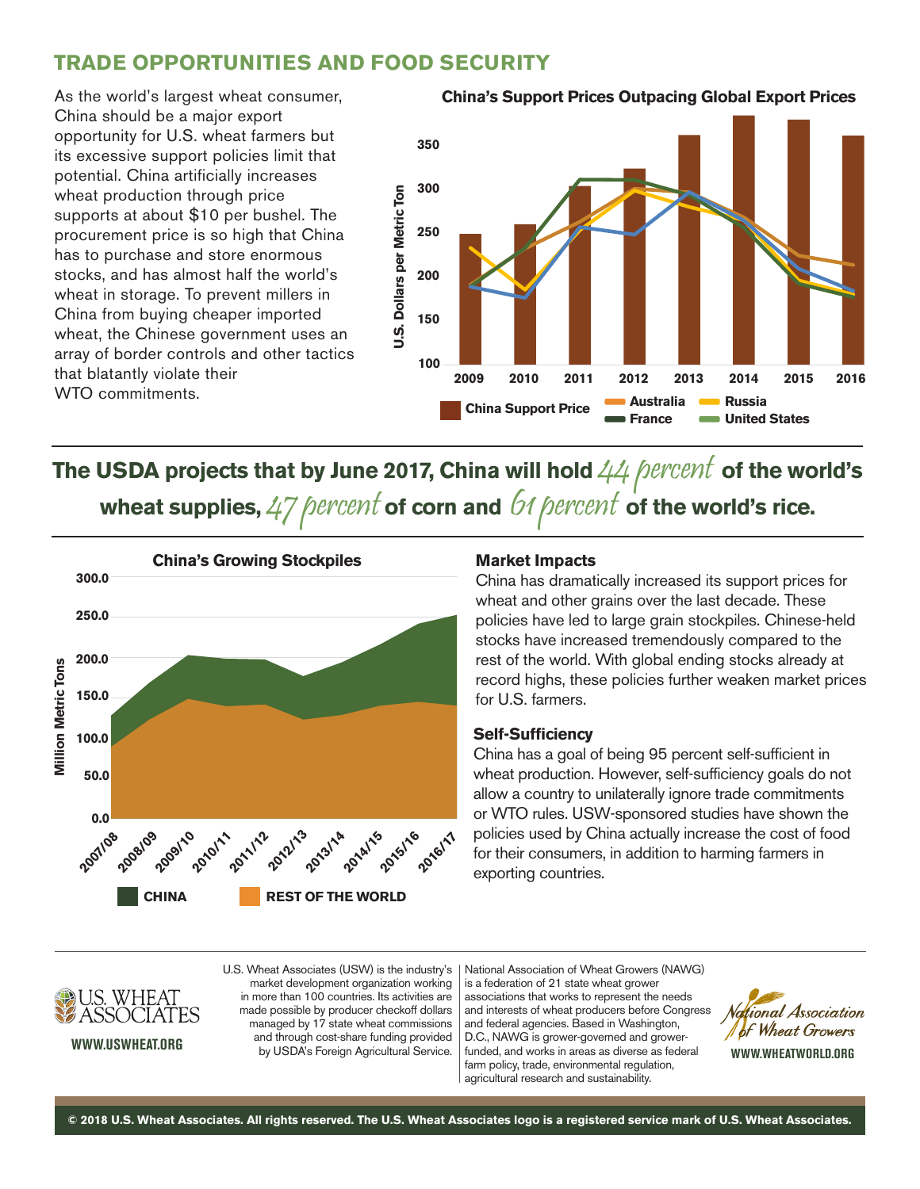## TRADE OPPORTUNITIES AND FOOD SECURITY

As the world's largest wheat consumer, China should be a major export opportunity for U.S. wheat farmers but its excessive support policies limit that potential. China artificially increases wheat production through price supports at about $10 per bushel. The procurement price is so high that China has to purchase and store enormous stocks, and has almost half the world's wheat in storage. To prevent millers in China from buying cheaper imported wheat, the Chinese government uses an array of border controls and other tactics that blatantly violate their WTO commitments.

**China's Support Prices Outpacing Global Export Prices**

U.S. Dollars per Metric Ton

350
300
250
200
150
100

2009 2010 2011 2012 2013 2014 2015 2016

China Support Price
Australia
France
Russia
United States

**The USDA projects that by June 2017, China will hold *44 percent* of the world's wheat supplies, *47 percent* of corn and *61 percent* of the world's rice.**

**China's Growing Stockpiles**

Million Metric Tons

300.0
250.0
200.0
150.0
100.0
50.0
0.0

2007/08 2008/09 2009/10 2010/11 2011/12 2012/13 2013/14 2014/15 2015/16 2016/17

CHINA
REST OF THE WORLD

### Market Impacts

China has dramatically increased its support prices for wheat and other grains over the last decade. These policies have led to large grain stockpiles. Chinese-held stocks have increased tremendously compared to the rest of the world. With global ending stocks already at record highs, these policies further weaken market prices for U.S. farmers.

### Self-Sufficiency

China has a goal of being 95 percent self-sufficient in wheat production. However, self-sufficiency goals do not allow a country to unilaterally ignore trade commitments or WTO rules. USW-sponsored studies have shown the policies used by China actually increase the cost of food for their consumers, in addition to harming farmers in exporting countries.

U.S. WHEAT ASSOCIATES

WWW.USWHEAT.ORG

U.S. Wheat Associates (USW) is the industry's market development organization working in more than 100 countries. Its activities are made possible by producer checkoff dollars managed by 17 state wheat commissions and through cost-share funding provided by USDA's Foreign Agricultural Service.

National Association of Wheat Growers (NAWG) is a federation of 21 state wheat grower associations that works to represent the needs and interests of wheat producers before Congress and federal agencies. Based in Washington, D.C., NAWG is grower-governed and grower-funded, and works in areas as diverse as federal farm policy, trade, environmental regulation, agricultural research and sustainability.

National Association of Wheat Growers

WWW.WHEATWORLD.ORG

© 2018 U.S. Wheat Associates. All rights reserved. The U.S. Wheat Associates logo is a registered service mark of U.S. Wheat Associates.